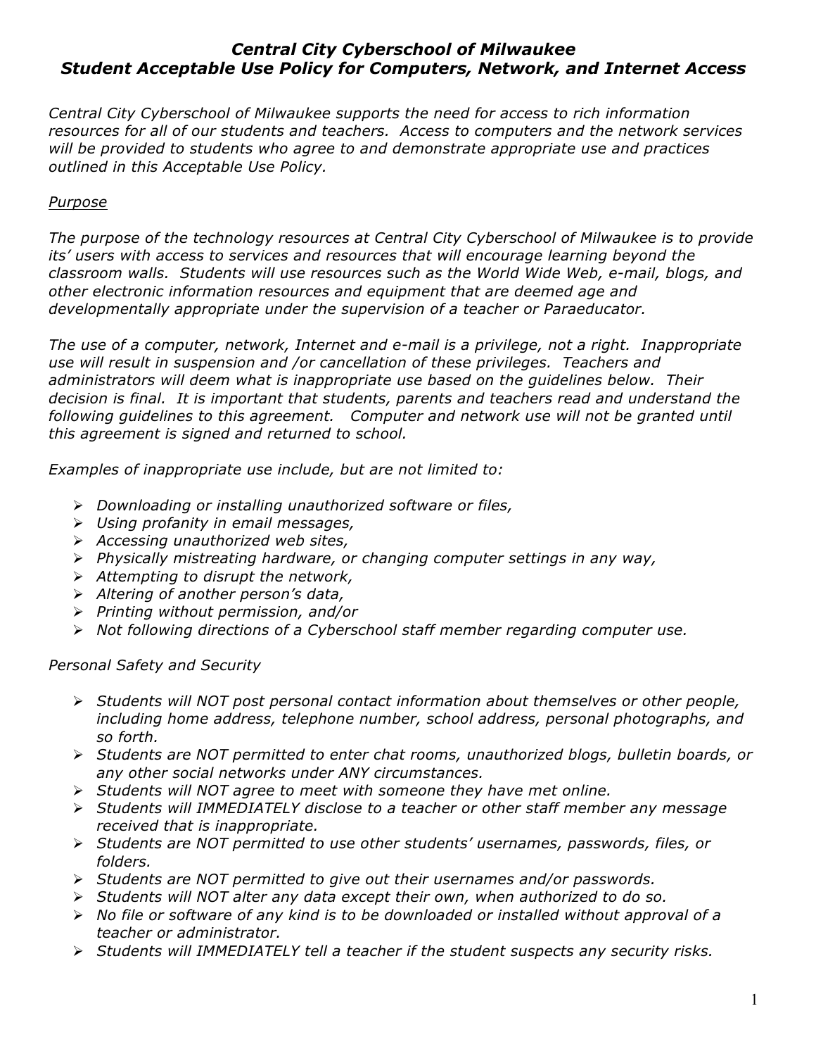# *Central City Cyberschool of Milwaukee*
# *Student Acceptable Use Policy for Computers, Network, and Internet Access*

*Central City Cyberschool of Milwaukee supports the need for access to rich information resources for all of our students and teachers. Access to computers and the network services will be provided to students who agree to and demonstrate appropriate use and practices outlined in this Acceptable Use Policy.*

## *Purpose*

*The purpose of the technology resources at Central City Cyberschool of Milwaukee is to provide its' users with access to services and resources that will encourage learning beyond the classroom walls. Students will use resources such as the World Wide Web, e-mail, blogs, and other electronic information resources and equipment that are deemed age and developmentally appropriate under the supervision of a teacher or Paraeducator.*

*The use of a computer, network, Internet and e-mail is a privilege, not a right. Inappropriate use will result in suspension and /or cancellation of these privileges. Teachers and administrators will deem what is inappropriate use based on the guidelines below. Their decision is final. It is important that students, parents and teachers read and understand the following guidelines to this agreement. Computer and network use will not be granted until this agreement is signed and returned to school.*

*Examples of inappropriate use include, but are not limited to:*

- *Downloading or installing unauthorized software or files,*
- *Using profanity in email messages,*
- *Accessing unauthorized web sites,*
- *Physically mistreating hardware, or changing computer settings in any way,*
- *Attempting to disrupt the network,*
- *Altering of another person's data,*
- *Printing without permission, and/or*
- *Not following directions of a Cyberschool staff member regarding computer use.*

## *Personal Safety and Security*

- *Students will NOT post personal contact information about themselves or other people, including home address, telephone number, school address, personal photographs, and so forth.*
- *Students are NOT permitted to enter chat rooms, unauthorized blogs, bulletin boards, or any other social networks under ANY circumstances.*
- *Students will NOT agree to meet with someone they have met online.*
- *Students will IMMEDIATELY disclose to a teacher or other staff member any message received that is inappropriate.*
- *Students are NOT permitted to use other students' usernames, passwords, files, or folders.*
- *Students are NOT permitted to give out their usernames and/or passwords.*
- *Students will NOT alter any data except their own, when authorized to do so.*
- *No file or software of any kind is to be downloaded or installed without approval of a teacher or administrator.*
- *Students will IMMEDIATELY tell a teacher if the student suspects any security risks.*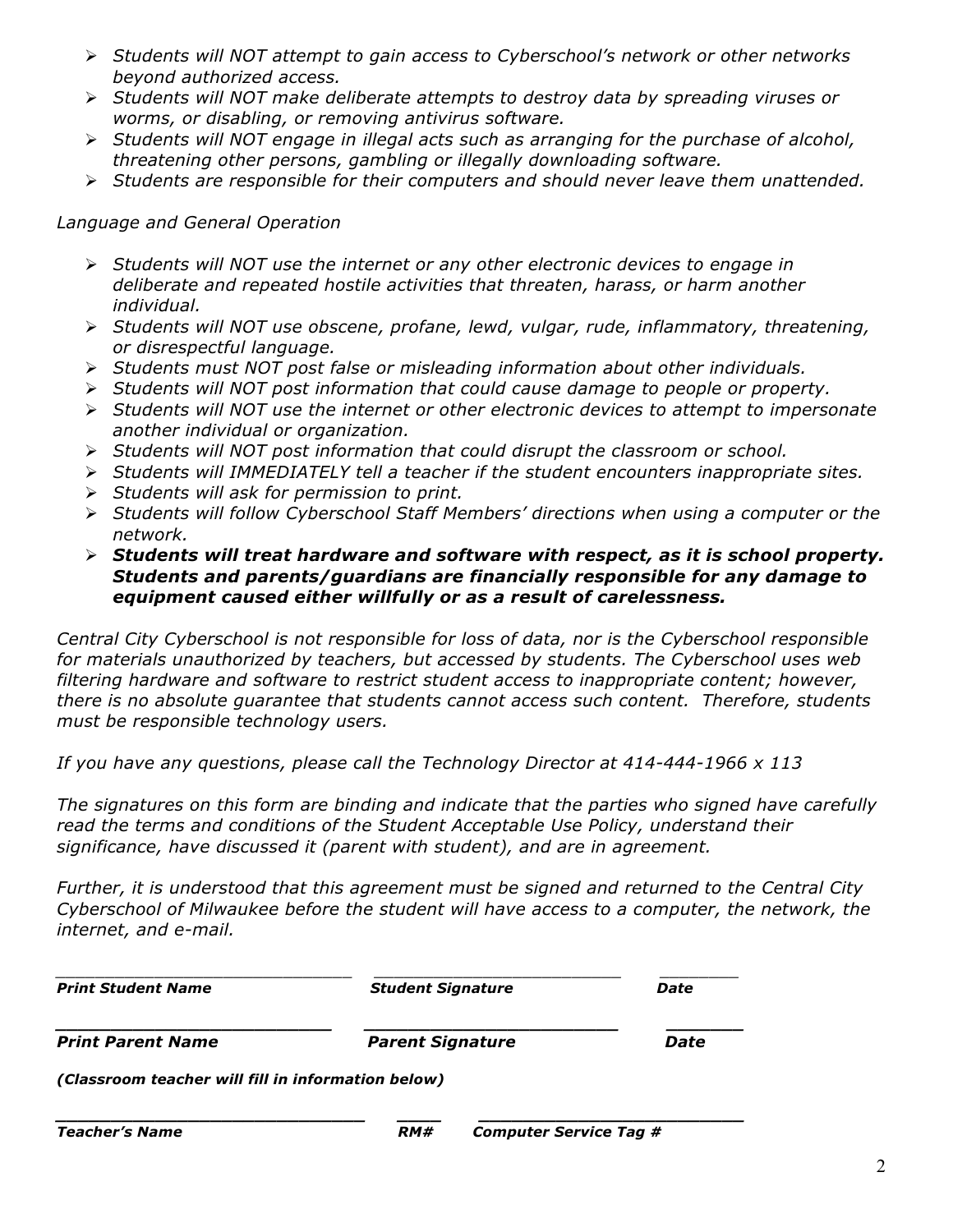- *Students will NOT attempt to gain access to Cyberschool's network or other networks beyond authorized access.*
- *Students will NOT make deliberate attempts to destroy data by spreading viruses or worms, or disabling, or removing antivirus software.*
- *Students will NOT engage in illegal acts such as arranging for the purchase of alcohol, threatening other persons, gambling or illegally downloading software.*
- *Students are responsible for their computers and should never leave them unattended.*

*Language and General Operation*

- *Students will NOT use the internet or any other electronic devices to engage in deliberate and repeated hostile activities that threaten, harass, or harm another individual.*
- *Students will NOT use obscene, profane, lewd, vulgar, rude, inflammatory, threatening, or disrespectful language.*
- *Students must NOT post false or misleading information about other individuals.*
- *Students will NOT post information that could cause damage to people or property.*
- *Students will NOT use the internet or other electronic devices to attempt to impersonate another individual or organization.*
- *Students will NOT post information that could disrupt the classroom or school.*
- *Students will IMMEDIATELY tell a teacher if the student encounters inappropriate sites.*
- *Students will ask for permission to print.*
- *Students will follow Cyberschool Staff Members' directions when using a computer or the network.*
- ***Students will treat hardware and software with respect, as it is school property. Students and parents/guardians are financially responsible for any damage to equipment caused either willfully or as a result of carelessness.***

*Central City Cyberschool is not responsible for loss of data, nor is the Cyberschool responsible for materials unauthorized by teachers, but accessed by students. The Cyberschool uses web filtering hardware and software to restrict student access to inappropriate content; however, there is no absolute guarantee that students cannot access such content. Therefore, students must be responsible technology users.*

*If you have any questions, please call the Technology Director at 414-444-1966 x 113*

*The signatures on this form are binding and indicate that the parties who signed have carefully read the terms and conditions of the Student Acceptable Use Policy, understand their significance, have discussed it (parent with student), and are in agreement.*

*Further, it is understood that this agreement must be signed and returned to the Central City Cyberschool of Milwaukee before the student will have access to a computer, the network, the internet, and e-mail.*

\_\_\_\_\_\_\_\_\_\_\_\_\_\_\_\_\_\_\_\_\_\_\_\_\_\_\_\_ \_\_\_\_\_\_\_\_\_\_\_\_\_\_\_\_\_\_\_\_\_\_\_\_\_ \_\_\_\_\_\_\_\_

***Print Student Name*** ***Student Signature*** ***Date***

\_\_\_\_\_\_\_\_\_\_\_\_\_\_\_\_\_\_\_\_\_\_\_\_\_\_\_\_ \_\_\_\_\_\_\_\_\_\_\_\_\_\_\_\_\_\_\_\_\_\_\_\_\_ \_\_\_\_\_\_\_\_

***Print Parent Name*** ***Parent Signature*** ***Date***

***(Classroom teacher will fill in information below)***

\_\_\_\_\_\_\_\_\_\_\_\_\_\_\_\_\_\_\_\_\_\_\_\_\_\_\_\_ \_\_\_\_ \_\_\_\_\_\_\_\_\_\_\_\_\_\_\_\_\_\_\_\_\_\_\_\_\_

***Teacher's Name*** ***RM#*** ***Computer Service Tag #***